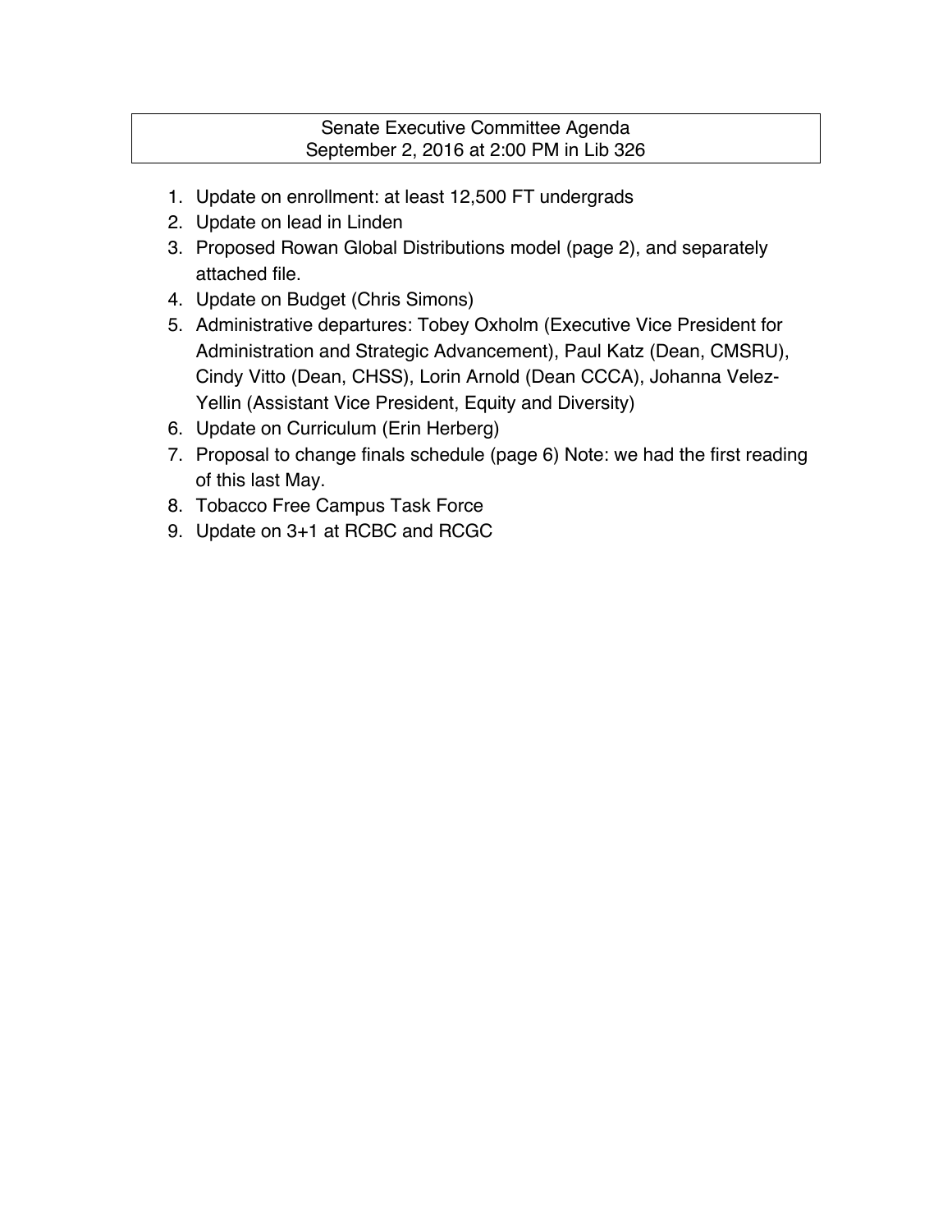# Senate Executive Committee Agenda
## September 2, 2016 at 2:00 PM in Lib 326

1. Update on enrollment: at least 12,500 FT undergrads
2. Update on lead in Linden
3. Proposed Rowan Global Distributions model (page 2), and separately attached file.
4. Update on Budget (Chris Simons)
5. Administrative departures: Tobey Oxholm (Executive Vice President for Administration and Strategic Advancement), Paul Katz (Dean, CMSRU), Cindy Vitto (Dean, CHSS), Lorin Arnold (Dean CCCA), Johanna Velez-Yellin (Assistant Vice President, Equity and Diversity)
6. Update on Curriculum (Erin Herberg)
7. Proposal to change finals schedule (page 6) Note: we had the first reading of this last May.
8. Tobacco Free Campus Task Force
9. Update on 3+1 at RCBC and RCGC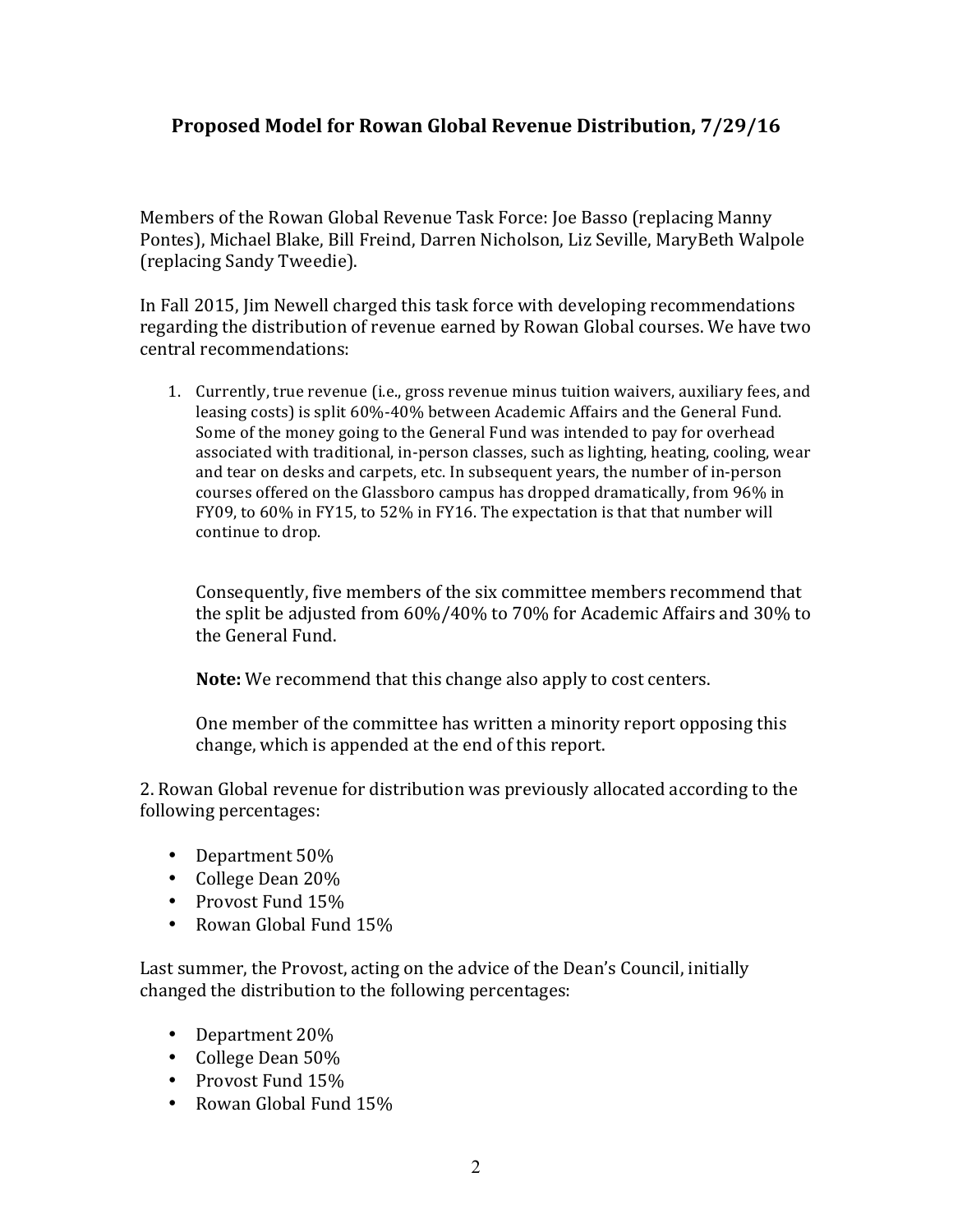## Proposed Model for Rowan Global Revenue Distribution, 7/29/16

Members of the Rowan Global Revenue Task Force: Joe Basso (replacing Manny Pontes), Michael Blake, Bill Freind, Darren Nicholson, Liz Seville, MaryBeth Walpole (replacing Sandy Tweedie).

In Fall 2015, Jim Newell charged this task force with developing recommendations regarding the distribution of revenue earned by Rowan Global courses. We have two central recommendations:

1. Currently, true revenue (i.e., gross revenue minus tuition waivers, auxiliary fees, and leasing costs) is split 60%-40% between Academic Affairs and the General Fund. Some of the money going to the General Fund was intended to pay for overhead associated with traditional, in-person classes, such as lighting, heating, cooling, wear and tear on desks and carpets, etc. In subsequent years, the number of in-person courses offered on the Glassboro campus has dropped dramatically, from 96% in FY09, to 60% in FY15, to 52% in FY16. The expectation is that that number will continue to drop.

   Consequently, five members of the six committee members recommend that the split be adjusted from 60%/40% to 70% for Academic Affairs and 30% to the General Fund.

   **Note:** We recommend that this change also apply to cost centers.

   One member of the committee has written a minority report opposing this change, which is appended at the end of this report.

2. Rowan Global revenue for distribution was previously allocated according to the following percentages:

- Department 50%
- College Dean 20%
- Provost Fund 15%
- Rowan Global Fund 15%

Last summer, the Provost, acting on the advice of the Dean's Council, initially changed the distribution to the following percentages:

- Department 20%
- College Dean 50%
- Provost Fund 15%
- Rowan Global Fund 15%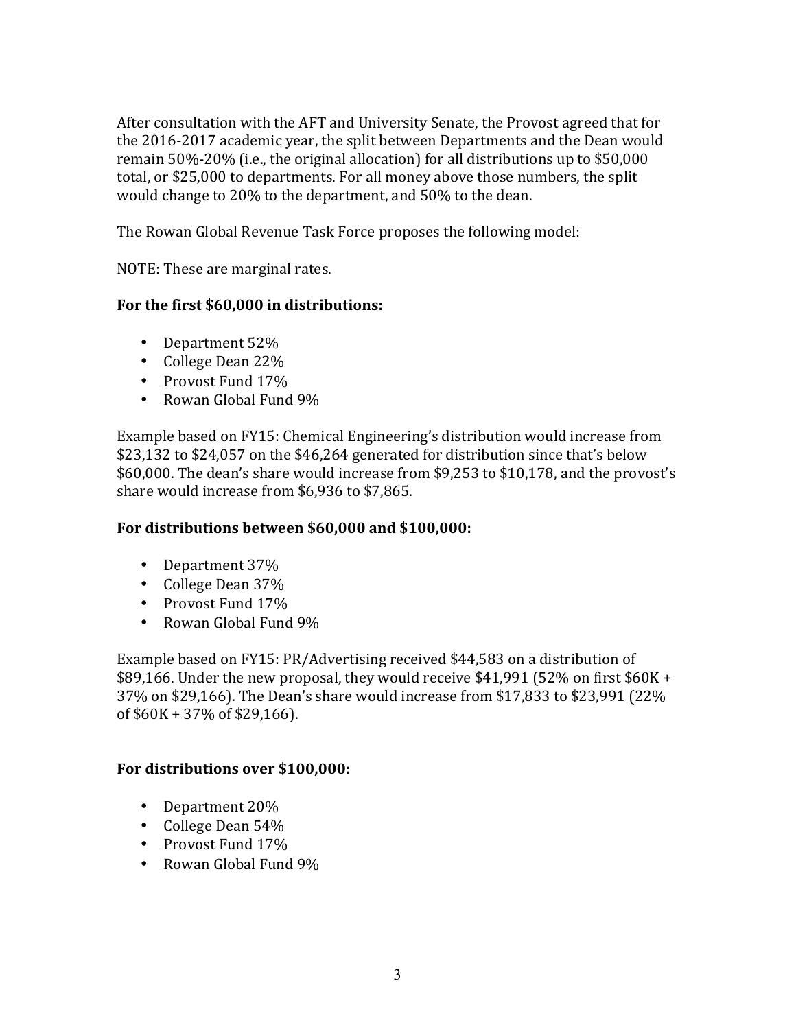After consultation with the AFT and University Senate, the Provost agreed that for the 2016-2017 academic year, the split between Departments and the Dean would remain 50%-20% (i.e., the original allocation) for all distributions up to $50,000 total, or $25,000 to departments. For all money above those numbers, the split would change to 20% to the department, and 50% to the dean.

The Rowan Global Revenue Task Force proposes the following model:

NOTE: These are marginal rates.

**For the first $60,000 in distributions:**

- Department 52%
- College Dean 22%
- Provost Fund 17%
- Rowan Global Fund 9%

Example based on FY15: Chemical Engineering's distribution would increase from $23,132 to $24,057 on the $46,264 generated for distribution since that's below $60,000. The dean's share would increase from $9,253 to $10,178, and the provost's share would increase from $6,936 to $7,865.

**For distributions between $60,000 and $100,000:**

- Department 37%
- College Dean 37%
- Provost Fund 17%
- Rowan Global Fund 9%

Example based on FY15: PR/Advertising received $44,583 on a distribution of $89,166. Under the new proposal, they would receive $41,991 (52% on first $60K + 37% on $29,166). The Dean's share would increase from $17,833 to $23,991 (22% of $60K + 37% of $29,166).

**For distributions over $100,000:**

- Department 20%
- College Dean 54%
- Provost Fund 17%
- Rowan Global Fund 9%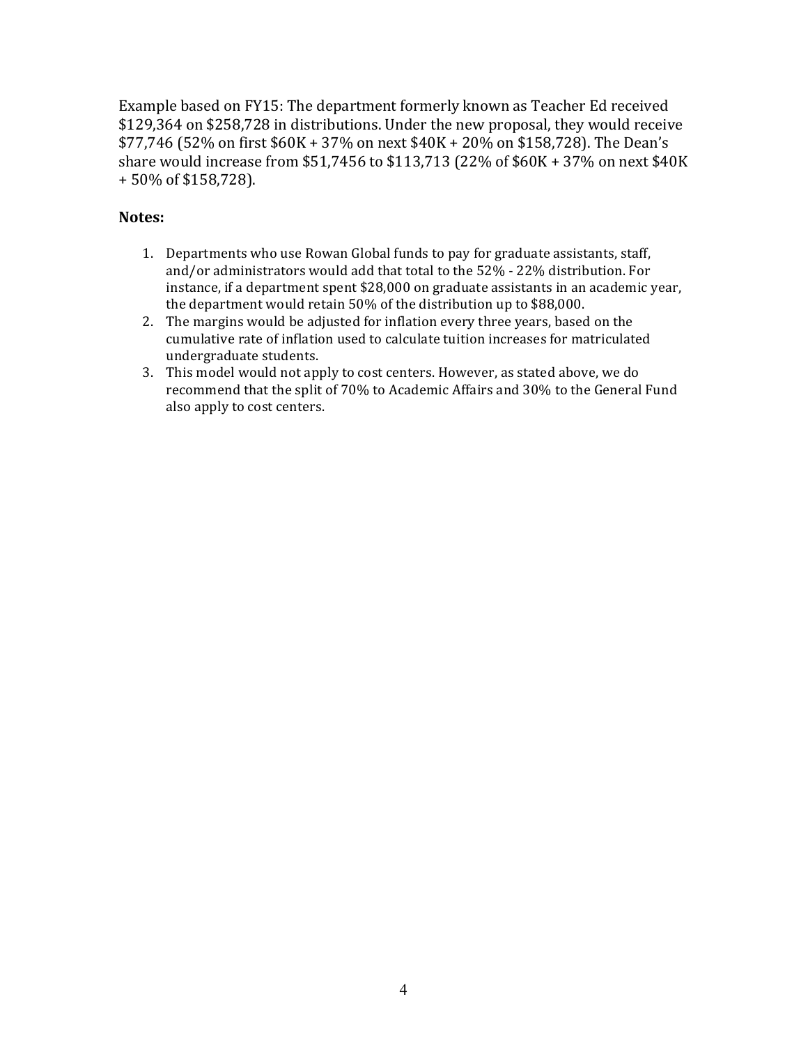Example based on FY15: The department formerly known as Teacher Ed received $129,364 on $258,728 in distributions. Under the new proposal, they would receive $77,746 (52% on first $60K + 37% on next $40K + 20% on $158,728). The Dean's share would increase from $51,7456 to $113,713 (22% of $60K + 37% on next $40K + 50% of $158,728).

**Notes:**

1. Departments who use Rowan Global funds to pay for graduate assistants, staff, and/or administrators would add that total to the 52% - 22% distribution. For instance, if a department spent $28,000 on graduate assistants in an academic year, the department would retain 50% of the distribution up to $88,000.
2. The margins would be adjusted for inflation every three years, based on the cumulative rate of inflation used to calculate tuition increases for matriculated undergraduate students.
3. This model would not apply to cost centers. However, as stated above, we do recommend that the split of 70% to Academic Affairs and 30% to the General Fund also apply to cost centers.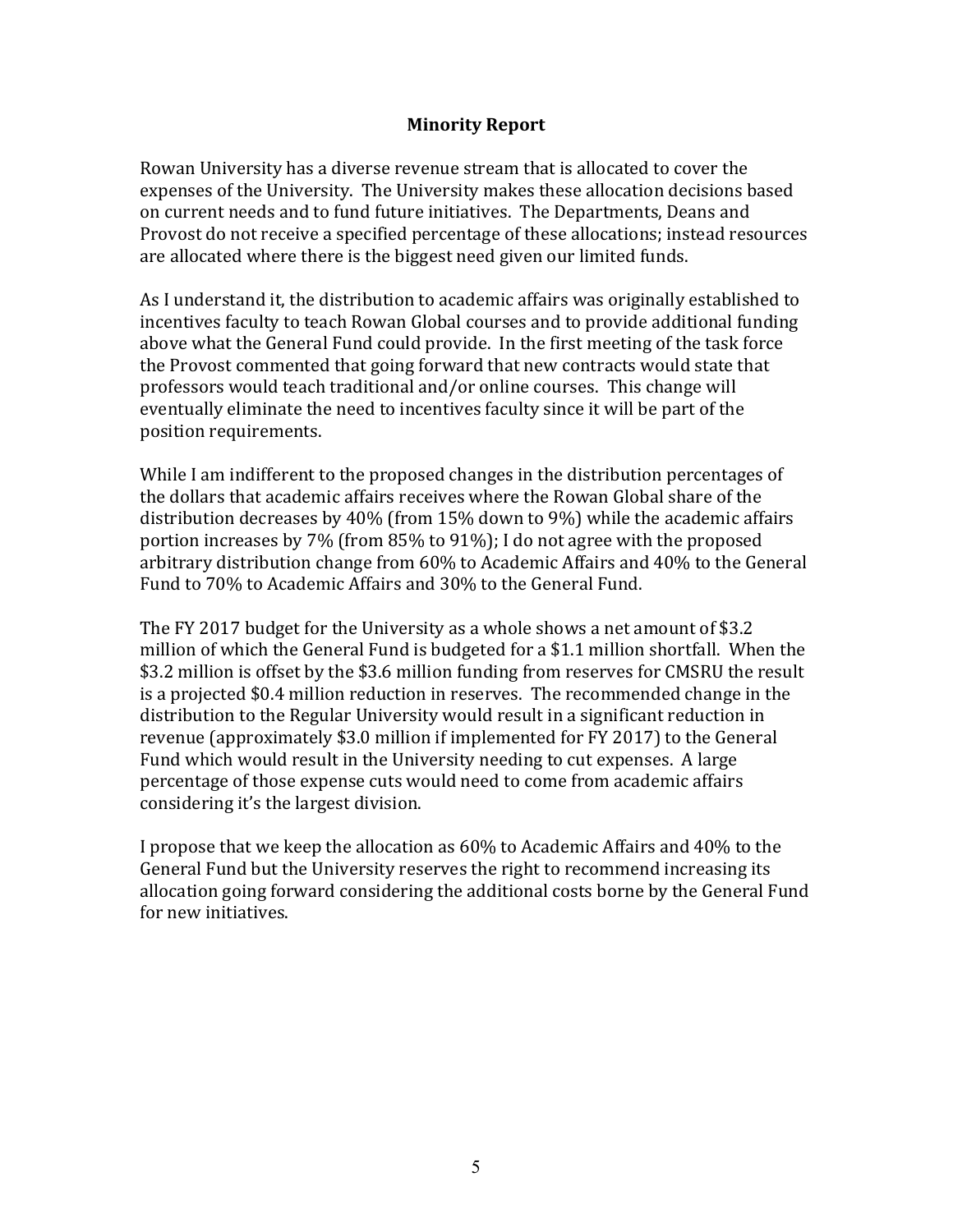## Minority Report

Rowan University has a diverse revenue stream that is allocated to cover the expenses of the University. The University makes these allocation decisions based on current needs and to fund future initiatives. The Departments, Deans and Provost do not receive a specified percentage of these allocations; instead resources are allocated where there is the biggest need given our limited funds.

As I understand it, the distribution to academic affairs was originally established to incentives faculty to teach Rowan Global courses and to provide additional funding above what the General Fund could provide. In the first meeting of the task force the Provost commented that going forward that new contracts would state that professors would teach traditional and/or online courses. This change will eventually eliminate the need to incentives faculty since it will be part of the position requirements.

While I am indifferent to the proposed changes in the distribution percentages of the dollars that academic affairs receives where the Rowan Global share of the distribution decreases by 40% (from 15% down to 9%) while the academic affairs portion increases by 7% (from 85% to 91%); I do not agree with the proposed arbitrary distribution change from 60% to Academic Affairs and 40% to the General Fund to 70% to Academic Affairs and 30% to the General Fund.

The FY 2017 budget for the University as a whole shows a net amount of $3.2 million of which the General Fund is budgeted for a $1.1 million shortfall. When the $3.2 million is offset by the $3.6 million funding from reserves for CMSRU the result is a projected $0.4 million reduction in reserves. The recommended change in the distribution to the Regular University would result in a significant reduction in revenue (approximately $3.0 million if implemented for FY 2017) to the General Fund which would result in the University needing to cut expenses. A large percentage of those expense cuts would need to come from academic affairs considering it's the largest division.

I propose that we keep the allocation as 60% to Academic Affairs and 40% to the General Fund but the University reserves the right to recommend increasing its allocation going forward considering the additional costs borne by the General Fund for new initiatives.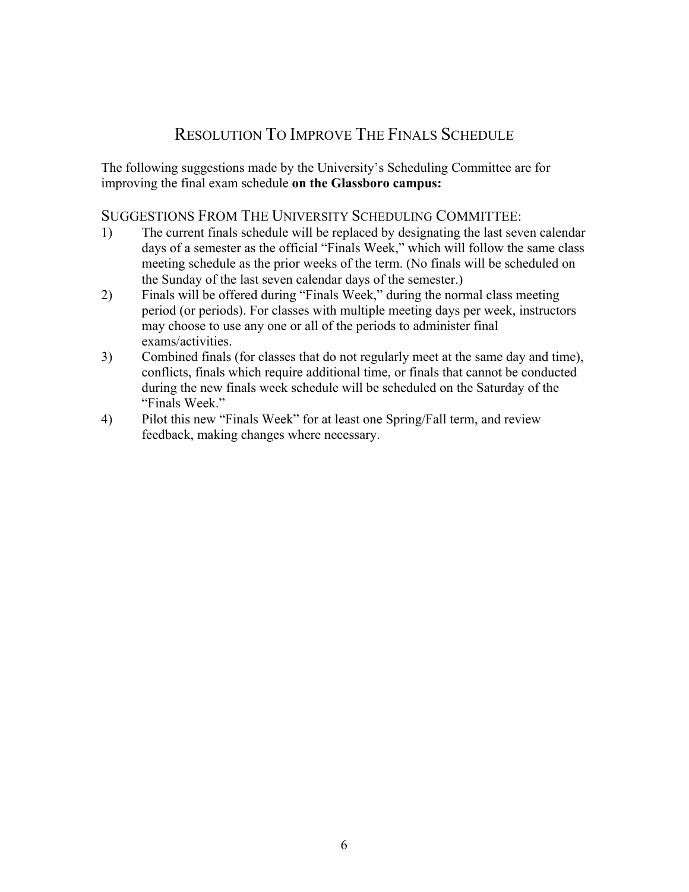# Resolution To Improve The Finals Schedule

The following suggestions made by the University's Scheduling Committee are for improving the final exam schedule **on the Glassboro campus:**

## Suggestions From The University Scheduling Committee:

1) The current finals schedule will be replaced by designating the last seven calendar days of a semester as the official "Finals Week," which will follow the same class meeting schedule as the prior weeks of the term. (No finals will be scheduled on the Sunday of the last seven calendar days of the semester.)
2) Finals will be offered during "Finals Week," during the normal class meeting period (or periods). For classes with multiple meeting days per week, instructors may choose to use any one or all of the periods to administer final exams/activities.
3) Combined finals (for classes that do not regularly meet at the same day and time), conflicts, finals which require additional time, or finals that cannot be conducted during the new finals week schedule will be scheduled on the Saturday of the "Finals Week."
4) Pilot this new "Finals Week" for at least one Spring/Fall term, and review feedback, making changes where necessary.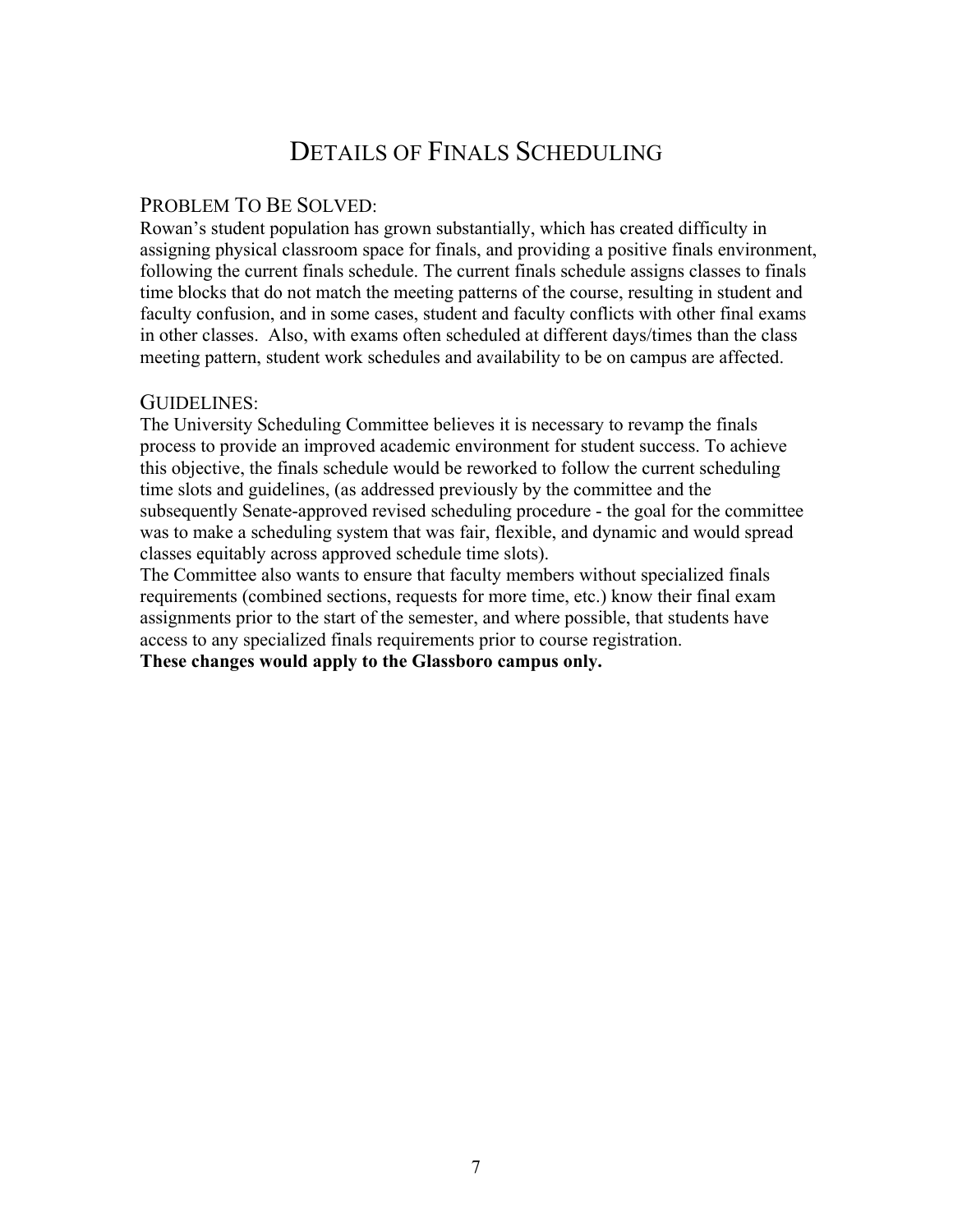# Details of Finals Scheduling

## Problem To Be Solved:

Rowan's student population has grown substantially, which has created difficulty in assigning physical classroom space for finals, and providing a positive finals environment, following the current finals schedule. The current finals schedule assigns classes to finals time blocks that do not match the meeting patterns of the course, resulting in student and faculty confusion, and in some cases, student and faculty conflicts with other final exams in other classes. Also, with exams often scheduled at different days/times than the class meeting pattern, student work schedules and availability to be on campus are affected.

## Guidelines:

The University Scheduling Committee believes it is necessary to revamp the finals process to provide an improved academic environment for student success. To achieve this objective, the finals schedule would be reworked to follow the current scheduling time slots and guidelines, (as addressed previously by the committee and the subsequently Senate-approved revised scheduling procedure - the goal for the committee was to make a scheduling system that was fair, flexible, and dynamic and would spread classes equitably across approved schedule time slots).

The Committee also wants to ensure that faculty members without specialized finals requirements (combined sections, requests for more time, etc.) know their final exam assignments prior to the start of the semester, and where possible, that students have access to any specialized finals requirements prior to course registration.

**These changes would apply to the Glassboro campus only.**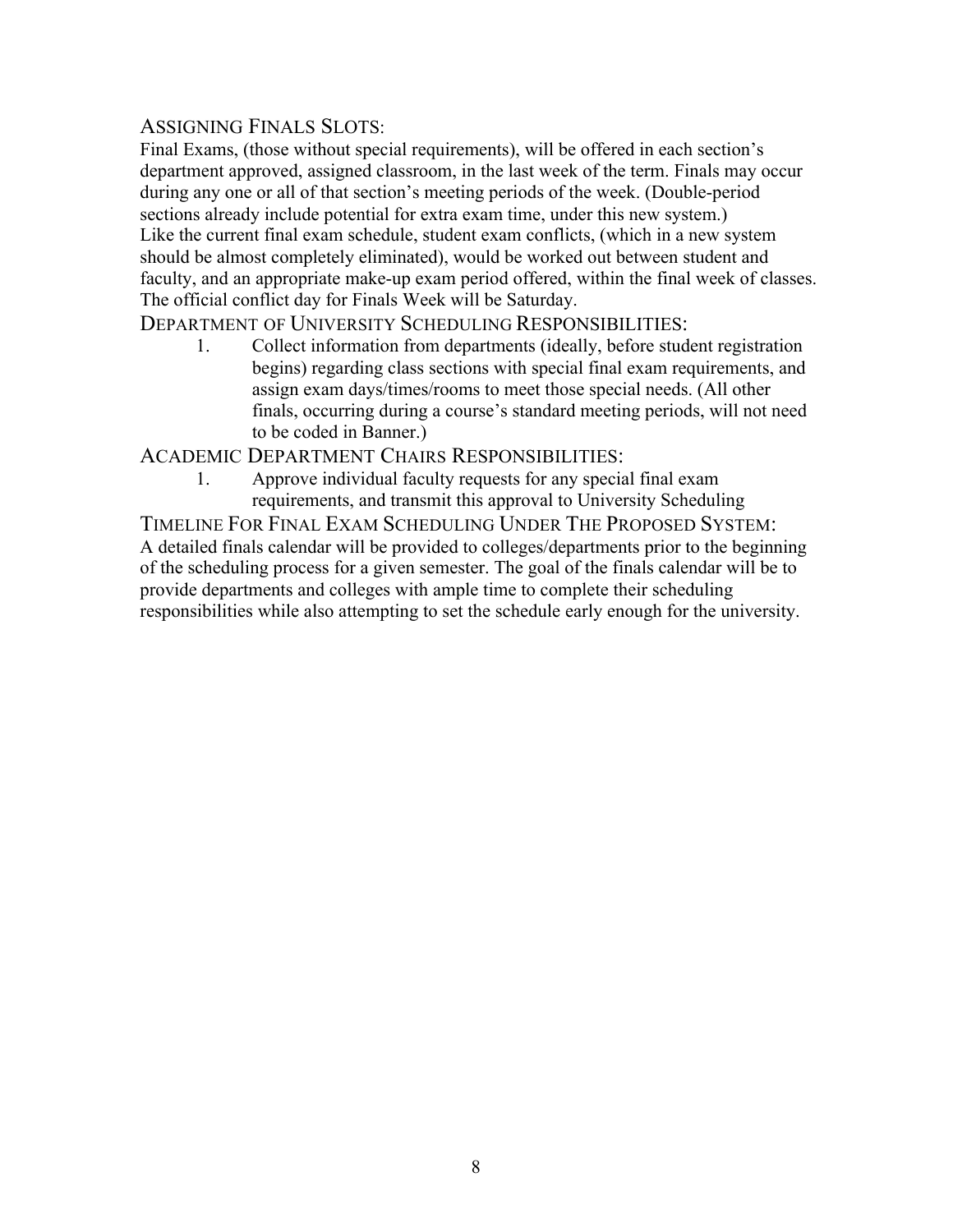## Assigning Finals Slots:

Final Exams, (those without special requirements), will be offered in each section's department approved, assigned classroom, in the last week of the term. Finals may occur during any one or all of that section's meeting periods of the week. (Double-period sections already include potential for extra exam time, under this new system.)

Like the current final exam schedule, student exam conflicts, (which in a new system should be almost completely eliminated), would be worked out between student and faculty, and an appropriate make-up exam period offered, within the final week of classes. The official conflict day for Finals Week will be Saturday.

## Department of University Scheduling Responsibilities:

1. Collect information from departments (ideally, before student registration begins) regarding class sections with special final exam requirements, and assign exam days/times/rooms to meet those special needs. (All other finals, occurring during a course's standard meeting periods, will not need to be coded in Banner.)

## Academic Department Chairs Responsibilities:

1. Approve individual faculty requests for any special final exam requirements, and transmit this approval to University Scheduling

## Timeline For Final Exam Scheduling Under The Proposed System:

A detailed finals calendar will be provided to colleges/departments prior to the beginning of the scheduling process for a given semester. The goal of the finals calendar will be to provide departments and colleges with ample time to complete their scheduling responsibilities while also attempting to set the schedule early enough for the university.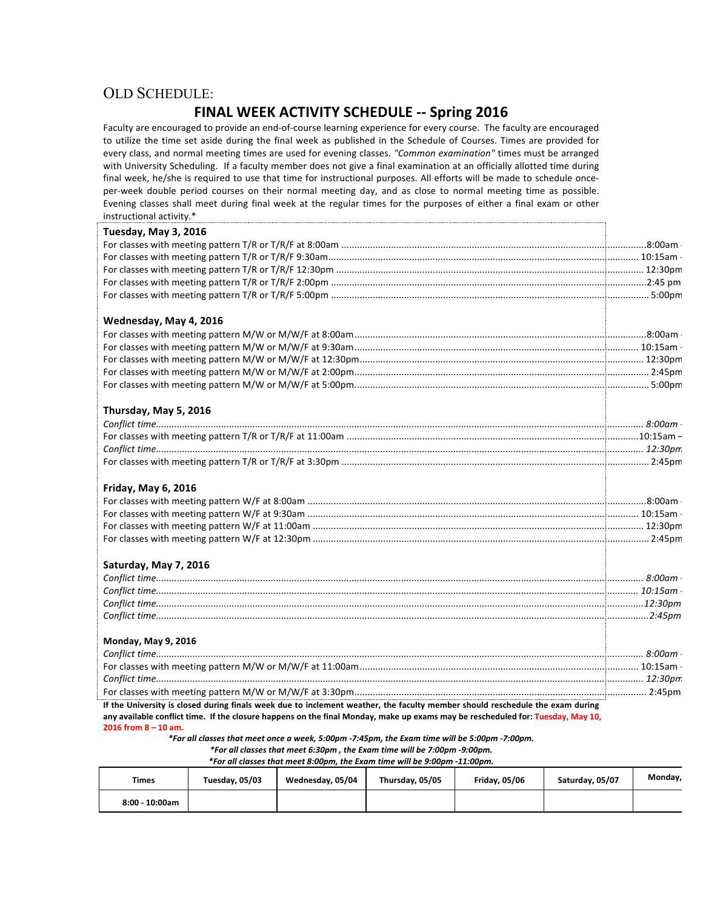OLD SCHEDULE:

## FINAL WEEK ACTIVITY SCHEDULE -- Spring 2016

Faculty are encouraged to provide an end-of-course learning experience for every course. The faculty are encouraged to utilize the time set aside during the final week as published in the Schedule of Courses. Times are provided for every class, and normal meeting times are used for evening classes. *"Common examination"* times must be arranged with University Scheduling. If a faculty member does not give a final examination at an officially allotted time during final week, he/she is required to use that time for instructional purposes. All efforts will be made to schedule once-per-week double period courses on their normal meeting day, and as close to normal meeting time as possible. Evening classes shall meet during final week at the regular times for the purposes of either a final exam or other instructional activity.*

**Tuesday, May 3, 2016**

For classes with meeting pattern T/R or T/R/F at 8:00am ........ 8:00am
For classes with meeting pattern T/R or T/R/F 9:30am ........ 10:15am
For classes with meeting pattern T/R or T/R/F 12:30pm ........ 12:30pm
For classes with meeting pattern T/R or T/R/F 2:00pm ........ 2:45 pm
For classes with meeting pattern T/R or T/R/F 5:00pm ........ 5:00pm

**Wednesday, May 4, 2016**

For classes with meeting pattern M/W or M/W/F at 8:00am ........ 8:00am
For classes with meeting pattern M/W or M/W/F at 9:30am ........ 10:15am
For classes with meeting pattern M/W or M/W/F at 12:30pm ........ 12:30pm
For classes with meeting pattern M/W or M/W/F at 2:00pm ........ 2:45pm
For classes with meeting pattern M/W or M/W/F at 5:00pm ........ 5:00pm

**Thursday, May 5, 2016**

*Conflict time........ 8:00am*
For classes with meeting pattern T/R or T/R/F at 11:00am ........ 10:15am –
*Conflict time........ 12:30pm*
For classes with meeting pattern T/R or T/R/F at 3:30pm ........ 2:45pm

**Friday, May 6, 2016**

For classes with meeting pattern W/F at 8:00am ........ 8:00am
For classes with meeting pattern W/F at 9:30am ........ 10:15am
For classes with meeting pattern W/F at 11:00am ........ 12:30pm
For classes with meeting pattern W/F at 12:30pm ........ 2:45pm

**Saturday, May 7, 2016**

*Conflict time........ 8:00am*
*Conflict time........ 10:15am*
*Conflict time........ 12:30pm*
*Conflict time........ 2:45pm*

**Monday, May 9, 2016**

*Conflict time........ 8:00am*
For classes with meeting pattern M/W or M/W/F at 11:00am ........ 10:15am
*Conflict time........ 12:30pm*
For classes with meeting pattern M/W or M/W/F at 3:30pm ........ 2:45pm

**If the University is closed during finals week due to inclement weather, the faculty member should reschedule the exam during any available conflict time. If the closure happens on the final Monday, make up exams may be rescheduled for: Tuesday, May 10, 2016 from 8 – 10 am.**

***For all classes that meet once a week, 5:00pm -7:45pm, the Exam time will be 5:00pm -7:00pm.***
***For all classes that meet 6:30pm , the Exam time will be 7:00pm -9:00pm.***
***For all classes that meet 8:00pm, the Exam time will be 9:00pm -11:00pm.***

| Times | Tuesday, 05/03 | Wednesday, 05/04 | Thursday, 05/05 | Friday, 05/06 | Saturday, 05/07 | Monday, |
|---|---|---|---|---|---|---|
| 8:00 - 10:00am | | | | | | |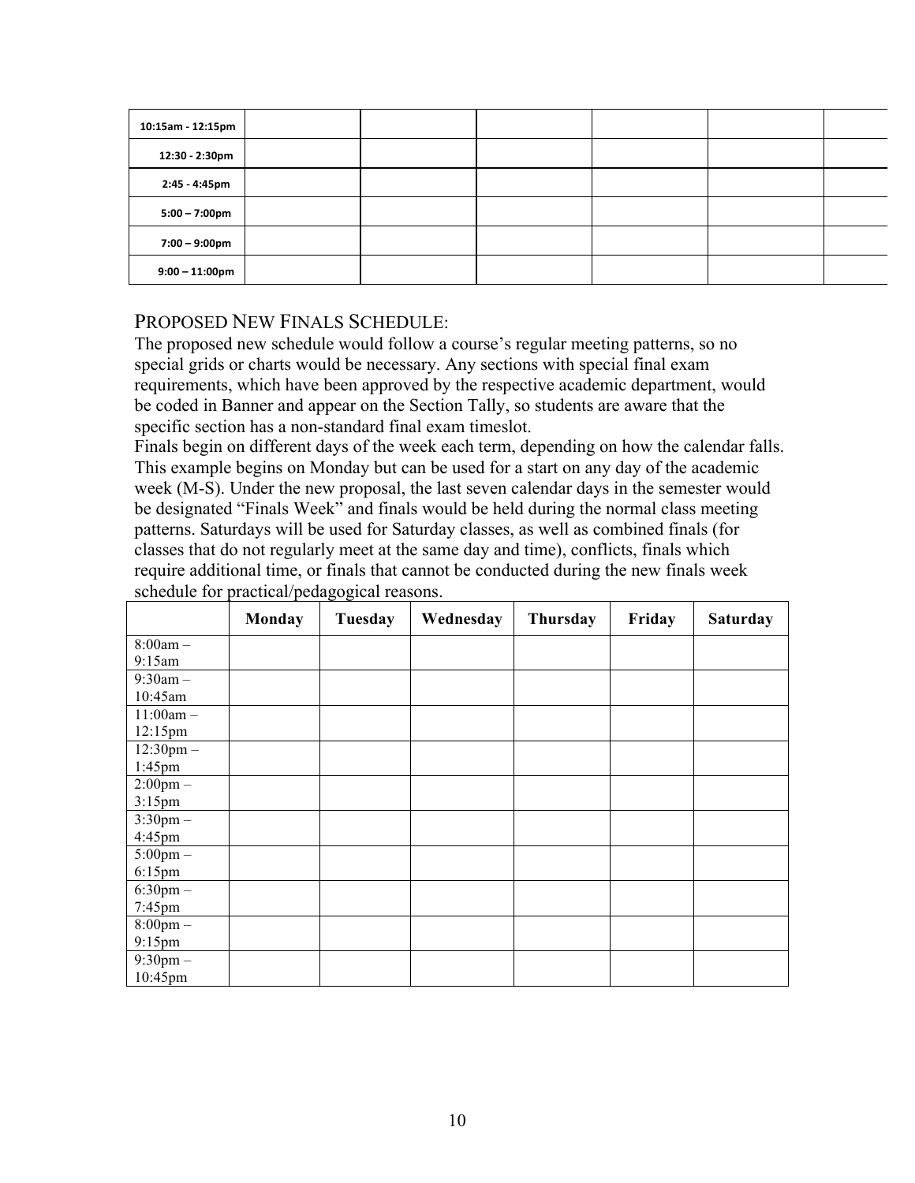| | | | | | | |
|---|---|---|---|---|---|---|
| **10:15am - 12:15pm** | | | | | | |
| **12:30 - 2:30pm** | | | | | | |
| **2:45 - 4:45pm** | | | | | | |
| **5:00 – 7:00pm** | | | | | | |
| **7:00 – 9:00pm** | | | | | | |
| **9:00 – 11:00pm** | | | | | | |

## PROPOSED NEW FINALS SCHEDULE:

The proposed new schedule would follow a course's regular meeting patterns, so no special grids or charts would be necessary. Any sections with special final exam requirements, which have been approved by the respective academic department, would be coded in Banner and appear on the Section Tally, so students are aware that the specific section has a non-standard final exam timeslot.

Finals begin on different days of the week each term, depending on how the calendar falls. This example begins on Monday but can be used for a start on any day of the academic week (M-S). Under the new proposal, the last seven calendar days in the semester would be designated "Finals Week" and finals would be held during the normal class meeting patterns. Saturdays will be used for Saturday classes, as well as combined finals (for classes that do not regularly meet at the same day and time), conflicts, finals which require additional time, or finals that cannot be conducted during the new finals week schedule for practical/pedagogical reasons.

| | Monday | Tuesday | Wednesday | Thursday | Friday | Saturday |
|---|---|---|---|---|---|---|
| 8:00am – 9:15am | | | | | | |
| 9:30am – 10:45am | | | | | | |
| 11:00am – 12:15pm | | | | | | |
| 12:30pm – 1:45pm | | | | | | |
| 2:00pm – 3:15pm | | | | | | |
| 3:30pm – 4:45pm | | | | | | |
| 5:00pm – 6:15pm | | | | | | |
| 6:30pm – 7:45pm | | | | | | |
| 8:00pm – 9:15pm | | | | | | |
| 9:30pm – 10:45pm | | | | | | |